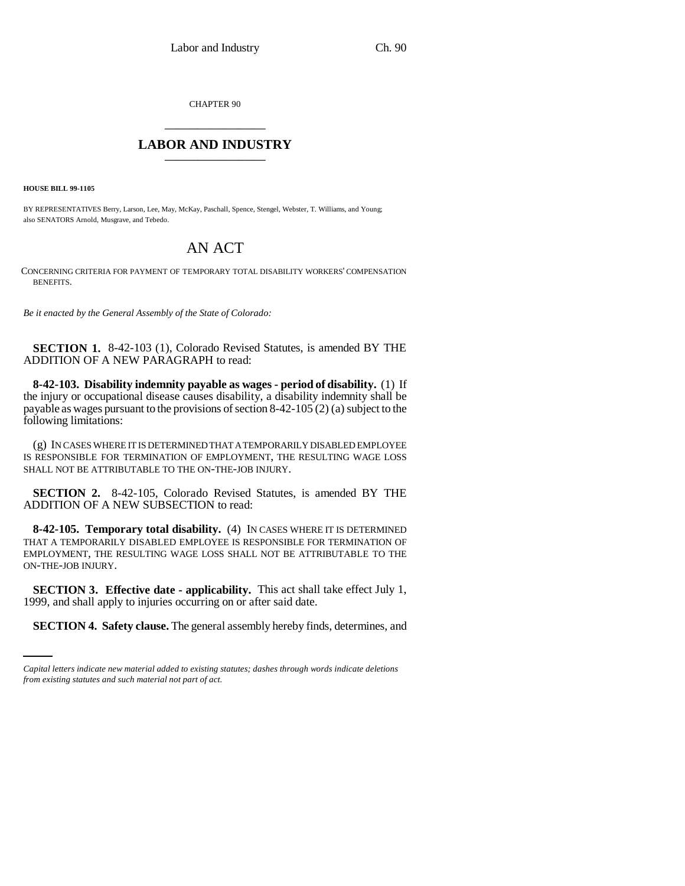CHAPTER 90

# LABOR AND INDUSTRY

**HOUSE BILL 99-1105**

BY REPRESENTATIVES Berry, Larson, Lee, May, McKay, Paschall, Spence, Stengel, Webster, T. Williams, and Young;
also SENATORS Arnold, Musgrave, and Tebedo.

## AN ACT

CONCERNING CRITERIA FOR PAYMENT OF TEMPORARY TOTAL DISABILITY WORKERS' COMPENSATION BENEFITS.

*Be it enacted by the General Assembly of the State of Colorado:*

**SECTION 1.** 8-42-103 (1), Colorado Revised Statutes, is amended BY THE ADDITION OF A NEW PARAGRAPH to read:

**8-42-103. Disability indemnity payable as wages - period of disability.** (1) If the injury or occupational disease causes disability, a disability indemnity shall be payable as wages pursuant to the provisions of section 8-42-105 (2) (a) subject to the following limitations:

(g) IN CASES WHERE IT IS DETERMINED THAT A TEMPORARILY DISABLED EMPLOYEE IS RESPONSIBLE FOR TERMINATION OF EMPLOYMENT, THE RESULTING WAGE LOSS SHALL NOT BE ATTRIBUTABLE TO THE ON-THE-JOB INJURY.

**SECTION 2.** 8-42-105, Colorado Revised Statutes, is amended BY THE ADDITION OF A NEW SUBSECTION to read:

**8-42-105. Temporary total disability.** (4) IN CASES WHERE IT IS DETERMINED THAT A TEMPORARILY DISABLED EMPLOYEE IS RESPONSIBLE FOR TERMINATION OF EMPLOYMENT, THE RESULTING WAGE LOSS SHALL NOT BE ATTRIBUTABLE TO THE ON-THE-JOB INJURY.

**SECTION 3. Effective date - applicability.** This act shall take effect July 1, 1999, and shall apply to injuries occurring on or after said date.

**SECTION 4. Safety clause.** The general assembly hereby finds, determines, and

*Capital letters indicate new material added to existing statutes; dashes through words indicate deletions from existing statutes and such material not part of act.*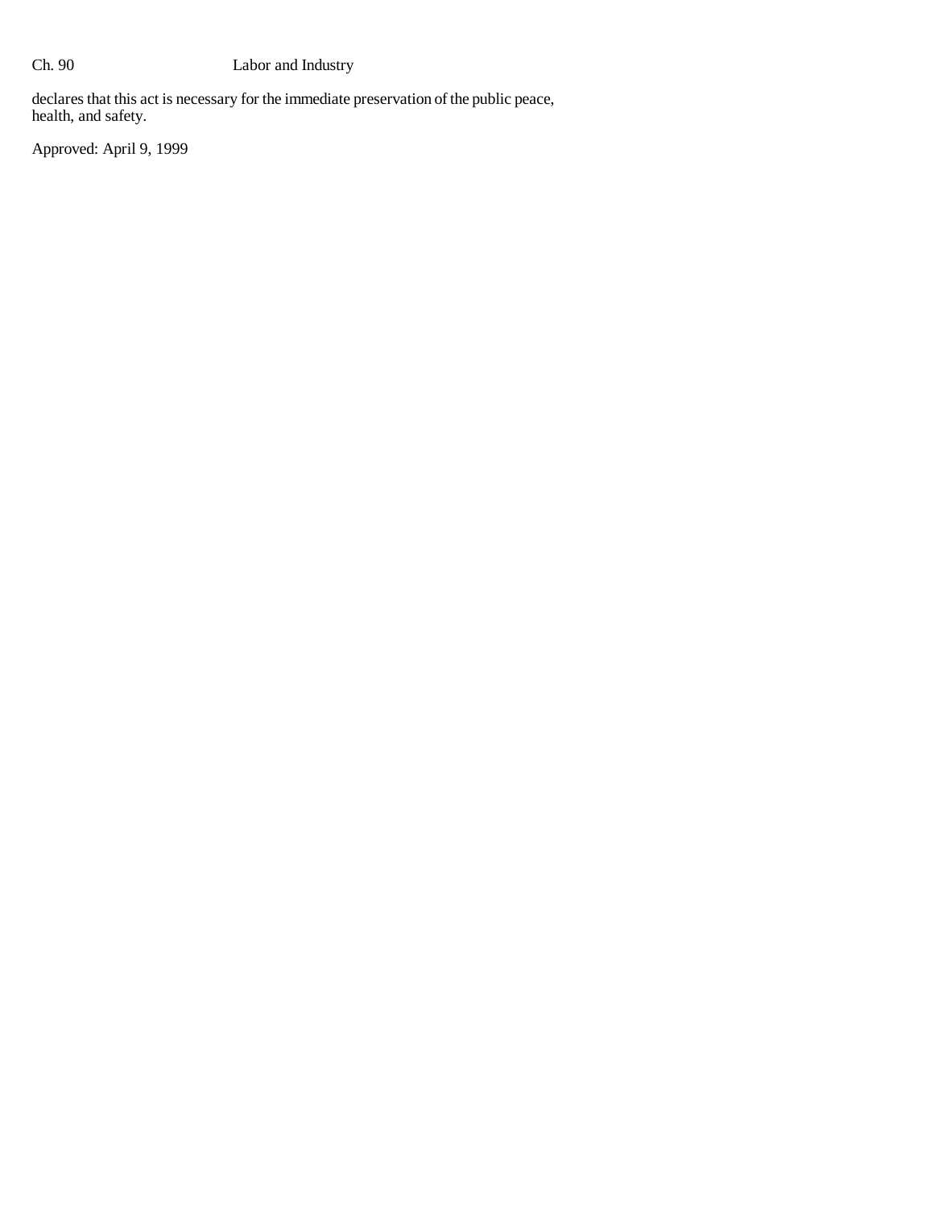declares that this act is necessary for the immediate preservation of the public peace, health, and safety.

Approved: April 9, 1999